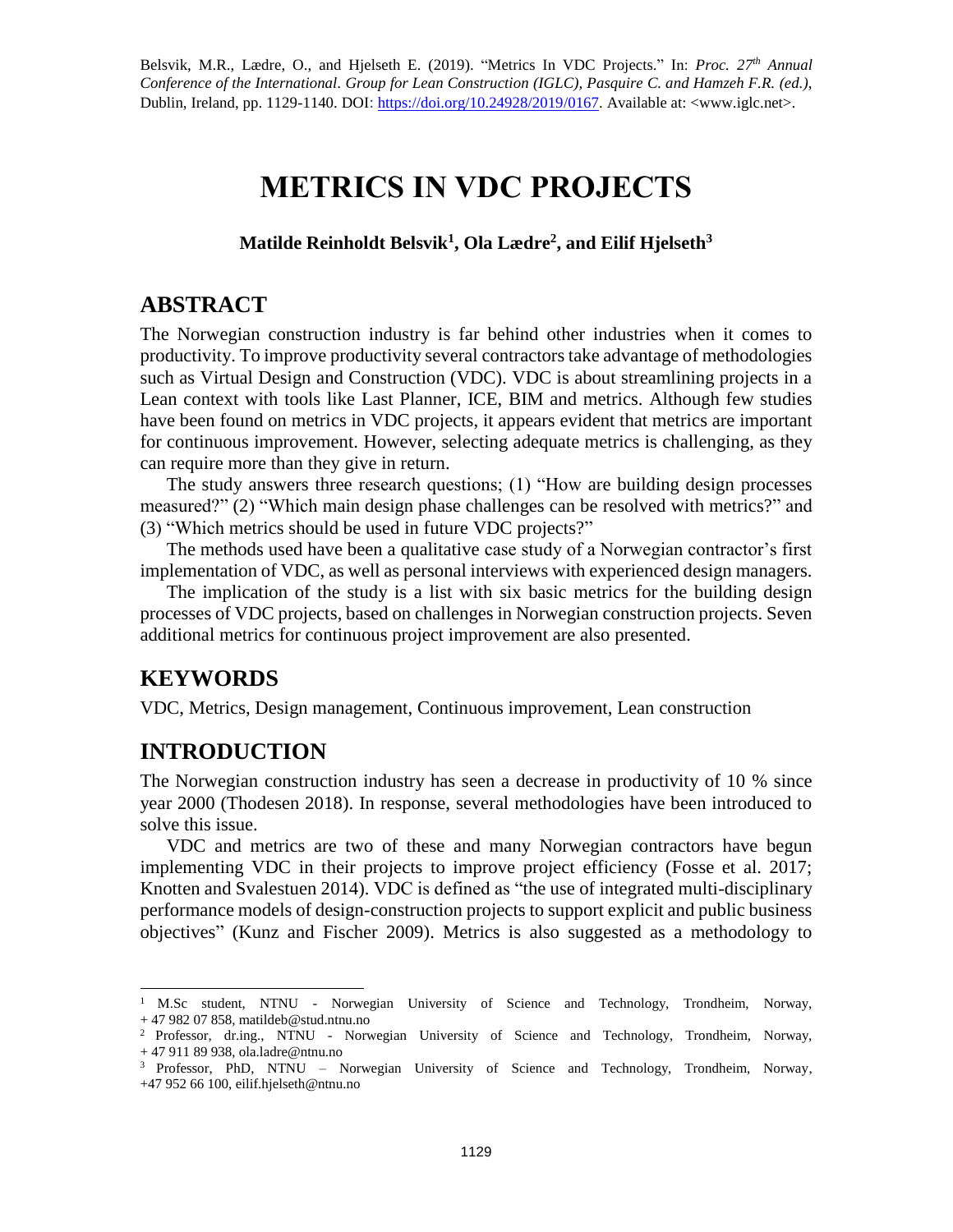Belsvik, M.R., Lædre, O., and Hjelseth E. (2019). "Metrics In VDC Projects." In: *Proc. 27th Annual Conference of the International. Group for Lean Construction (IGLC), Pasquire C. and Hamzeh F.R. (ed.)*, Dublin, Ireland, pp. 1129-1140. DOI: https://doi.org/10.24928/2019/0167. Available at: <www.iglc.net>.

# METRICS IN VDC PROJECTS

**Matilde Reinholdt Belsvik[1], Ola Lædre[2], and Eilif Hjelseth[3]**

## ABSTRACT

The Norwegian construction industry is far behind other industries when it comes to productivity. To improve productivity several contractors take advantage of methodologies such as Virtual Design and Construction (VDC). VDC is about streamlining projects in a Lean context with tools like Last Planner, ICE, BIM and metrics. Although few studies have been found on metrics in VDC projects, it appears evident that metrics are important for continuous improvement. However, selecting adequate metrics is challenging, as they can require more than they give in return.

The study answers three research questions; (1) "How are building design processes measured?" (2) "Which main design phase challenges can be resolved with metrics?" and (3) "Which metrics should be used in future VDC projects?"

The methods used have been a qualitative case study of a Norwegian contractor's first implementation of VDC, as well as personal interviews with experienced design managers.

The implication of the study is a list with six basic metrics for the building design processes of VDC projects, based on challenges in Norwegian construction projects. Seven additional metrics for continuous project improvement are also presented.

## KEYWORDS

VDC, Metrics, Design management, Continuous improvement, Lean construction

## INTRODUCTION

The Norwegian construction industry has seen a decrease in productivity of 10 % since year 2000 (Thodesen 2018). In response, several methodologies have been introduced to solve this issue.

VDC and metrics are two of these and many Norwegian contractors have begun implementing VDC in their projects to improve project efficiency (Fosse et al. 2017; Knotten and Svalestuen 2014). VDC is defined as "the use of integrated multi-disciplinary performance models of design-construction projects to support explicit and public business objectives" (Kunz and Fischer 2009). Metrics is also suggested as a methodology to

---

[1] M.Sc student, NTNU - Norwegian University of Science and Technology, Trondheim, Norway, + 47 982 07 858, matildeb@stud.ntnu.no

[2] Professor, dr.ing., NTNU - Norwegian University of Science and Technology, Trondheim, Norway, + 47 911 89 938, ola.ladre@ntnu.no

[3] Professor, PhD, NTNU – Norwegian University of Science and Technology, Trondheim, Norway, +47 952 66 100, eilif.hjelseth@ntnu.no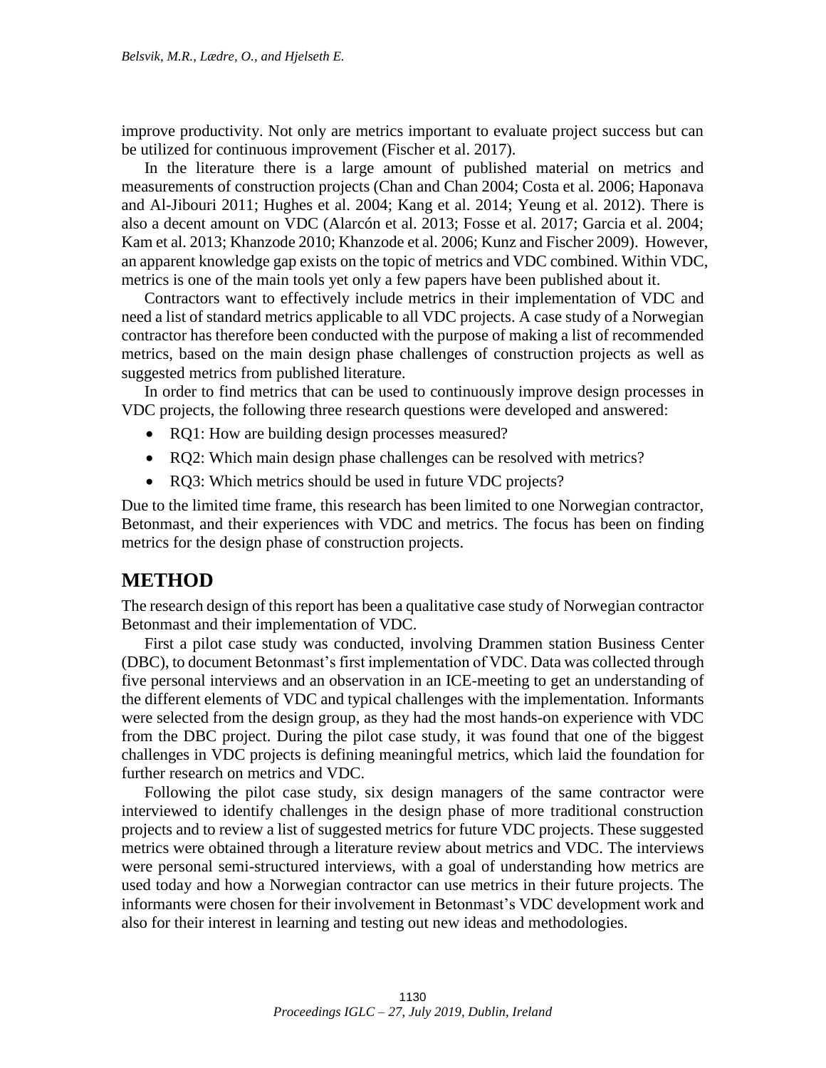improve productivity. Not only are metrics important to evaluate project success but can be utilized for continuous improvement (Fischer et al. 2017).

In the literature there is a large amount of published material on metrics and measurements of construction projects (Chan and Chan 2004; Costa et al. 2006; Haponava and Al-Jibouri 2011; Hughes et al. 2004; Kang et al. 2014; Yeung et al. 2012). There is also a decent amount on VDC (Alarcón et al. 2013; Fosse et al. 2017; Garcia et al. 2004; Kam et al. 2013; Khanzode 2010; Khanzode et al. 2006; Kunz and Fischer 2009). However, an apparent knowledge gap exists on the topic of metrics and VDC combined. Within VDC, metrics is one of the main tools yet only a few papers have been published about it.

Contractors want to effectively include metrics in their implementation of VDC and need a list of standard metrics applicable to all VDC projects. A case study of a Norwegian contractor has therefore been conducted with the purpose of making a list of recommended metrics, based on the main design phase challenges of construction projects as well as suggested metrics from published literature.

In order to find metrics that can be used to continuously improve design processes in VDC projects, the following three research questions were developed and answered:

- RQ1: How are building design processes measured?
- RQ2: Which main design phase challenges can be resolved with metrics?
- RQ3: Which metrics should be used in future VDC projects?

Due to the limited time frame, this research has been limited to one Norwegian contractor, Betonmast, and their experiences with VDC and metrics. The focus has been on finding metrics for the design phase of construction projects.

# METHOD

The research design of this report has been a qualitative case study of Norwegian contractor Betonmast and their implementation of VDC.

First a pilot case study was conducted, involving Drammen station Business Center (DBC), to document Betonmast's first implementation of VDC. Data was collected through five personal interviews and an observation in an ICE-meeting to get an understanding of the different elements of VDC and typical challenges with the implementation. Informants were selected from the design group, as they had the most hands-on experience with VDC from the DBC project. During the pilot case study, it was found that one of the biggest challenges in VDC projects is defining meaningful metrics, which laid the foundation for further research on metrics and VDC.

Following the pilot case study, six design managers of the same contractor were interviewed to identify challenges in the design phase of more traditional construction projects and to review a list of suggested metrics for future VDC projects. These suggested metrics were obtained through a literature review about metrics and VDC. The interviews were personal semi-structured interviews, with a goal of understanding how metrics are used today and how a Norwegian contractor can use metrics in their future projects. The informants were chosen for their involvement in Betonmast's VDC development work and also for their interest in learning and testing out new ideas and methodologies.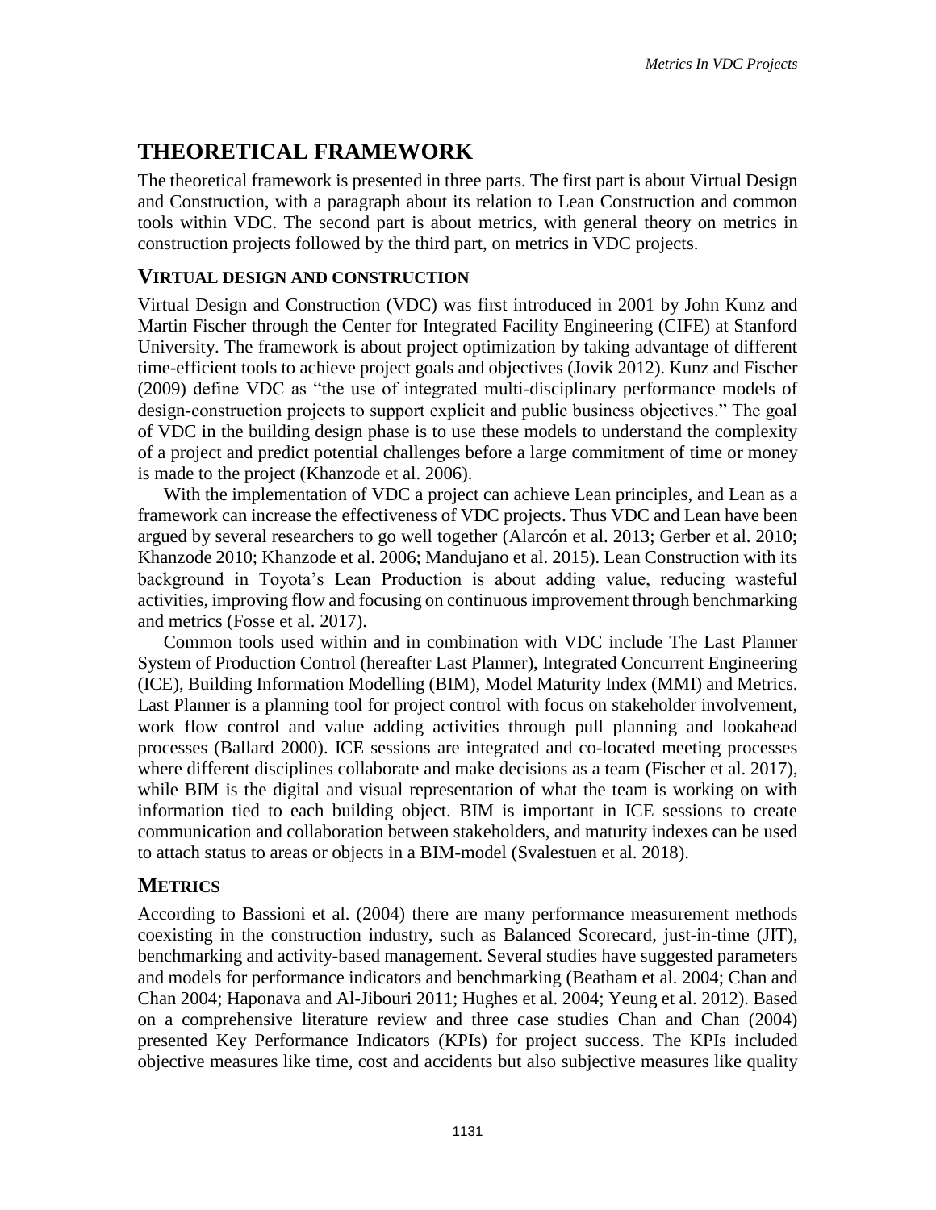# THEORETICAL FRAMEWORK

The theoretical framework is presented in three parts. The first part is about Virtual Design and Construction, with a paragraph about its relation to Lean Construction and common tools within VDC. The second part is about metrics, with general theory on metrics in construction projects followed by the third part, on metrics in VDC projects.

## VIRTUAL DESIGN AND CONSTRUCTION

Virtual Design and Construction (VDC) was first introduced in 2001 by John Kunz and Martin Fischer through the Center for Integrated Facility Engineering (CIFE) at Stanford University. The framework is about project optimization by taking advantage of different time-efficient tools to achieve project goals and objectives (Jovik 2012). Kunz and Fischer (2009) define VDC as "the use of integrated multi-disciplinary performance models of design-construction projects to support explicit and public business objectives." The goal of VDC in the building design phase is to use these models to understand the complexity of a project and predict potential challenges before a large commitment of time or money is made to the project (Khanzode et al. 2006).

With the implementation of VDC a project can achieve Lean principles, and Lean as a framework can increase the effectiveness of VDC projects. Thus VDC and Lean have been argued by several researchers to go well together (Alarcón et al. 2013; Gerber et al. 2010; Khanzode 2010; Khanzode et al. 2006; Mandujano et al. 2015). Lean Construction with its background in Toyota's Lean Production is about adding value, reducing wasteful activities, improving flow and focusing on continuous improvement through benchmarking and metrics (Fosse et al. 2017).

Common tools used within and in combination with VDC include The Last Planner System of Production Control (hereafter Last Planner), Integrated Concurrent Engineering (ICE), Building Information Modelling (BIM), Model Maturity Index (MMI) and Metrics. Last Planner is a planning tool for project control with focus on stakeholder involvement, work flow control and value adding activities through pull planning and lookahead processes (Ballard 2000). ICE sessions are integrated and co-located meeting processes where different disciplines collaborate and make decisions as a team (Fischer et al. 2017), while BIM is the digital and visual representation of what the team is working on with information tied to each building object. BIM is important in ICE sessions to create communication and collaboration between stakeholders, and maturity indexes can be used to attach status to areas or objects in a BIM-model (Svalestuen et al. 2018).

## METRICS

According to Bassioni et al. (2004) there are many performance measurement methods coexisting in the construction industry, such as Balanced Scorecard, just-in-time (JIT), benchmarking and activity-based management. Several studies have suggested parameters and models for performance indicators and benchmarking (Beatham et al. 2004; Chan and Chan 2004; Haponava and Al-Jibouri 2011; Hughes et al. 2004; Yeung et al. 2012). Based on a comprehensive literature review and three case studies Chan and Chan (2004) presented Key Performance Indicators (KPIs) for project success. The KPIs included objective measures like time, cost and accidents but also subjective measures like quality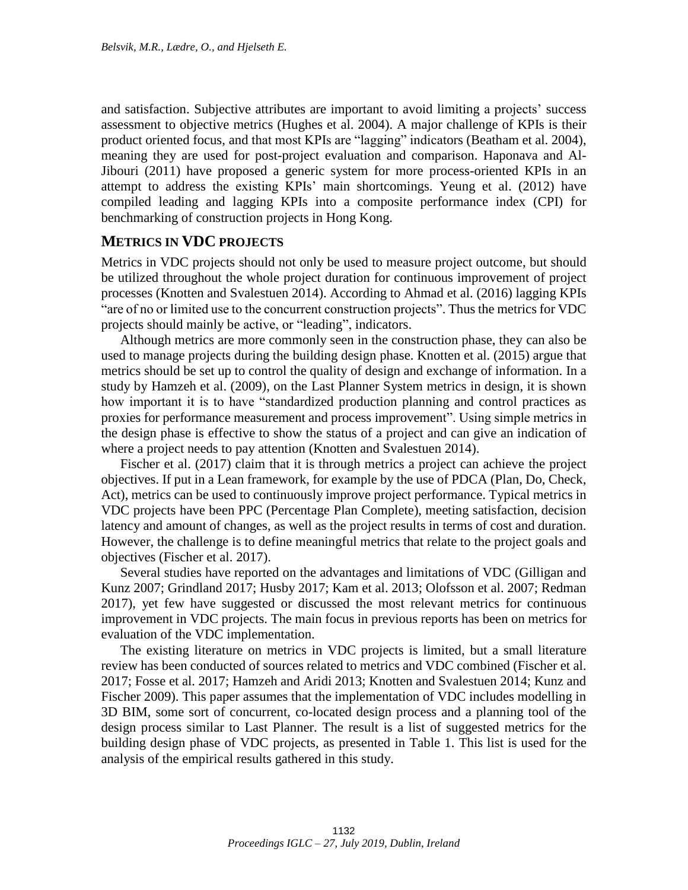and satisfaction. Subjective attributes are important to avoid limiting a projects' success assessment to objective metrics (Hughes et al. 2004). A major challenge of KPIs is their product oriented focus, and that most KPIs are "lagging" indicators (Beatham et al. 2004), meaning they are used for post-project evaluation and comparison. Haponava and Al-Jibouri (2011) have proposed a generic system for more process-oriented KPIs in an attempt to address the existing KPIs' main shortcomings. Yeung et al. (2012) have compiled leading and lagging KPIs into a composite performance index (CPI) for benchmarking of construction projects in Hong Kong.

## METRICS IN VDC PROJECTS

Metrics in VDC projects should not only be used to measure project outcome, but should be utilized throughout the whole project duration for continuous improvement of project processes (Knotten and Svalestuen 2014). According to Ahmad et al. (2016) lagging KPIs "are of no or limited use to the concurrent construction projects". Thus the metrics for VDC projects should mainly be active, or "leading", indicators.

Although metrics are more commonly seen in the construction phase, they can also be used to manage projects during the building design phase. Knotten et al. (2015) argue that metrics should be set up to control the quality of design and exchange of information. In a study by Hamzeh et al. (2009), on the Last Planner System metrics in design, it is shown how important it is to have "standardized production planning and control practices as proxies for performance measurement and process improvement". Using simple metrics in the design phase is effective to show the status of a project and can give an indication of where a project needs to pay attention (Knotten and Svalestuen 2014).

Fischer et al. (2017) claim that it is through metrics a project can achieve the project objectives. If put in a Lean framework, for example by the use of PDCA (Plan, Do, Check, Act), metrics can be used to continuously improve project performance. Typical metrics in VDC projects have been PPC (Percentage Plan Complete), meeting satisfaction, decision latency and amount of changes, as well as the project results in terms of cost and duration. However, the challenge is to define meaningful metrics that relate to the project goals and objectives (Fischer et al. 2017).

Several studies have reported on the advantages and limitations of VDC (Gilligan and Kunz 2007; Grindland 2017; Husby 2017; Kam et al. 2013; Olofsson et al. 2007; Redman 2017), yet few have suggested or discussed the most relevant metrics for continuous improvement in VDC projects. The main focus in previous reports has been on metrics for evaluation of the VDC implementation.

The existing literature on metrics in VDC projects is limited, but a small literature review has been conducted of sources related to metrics and VDC combined (Fischer et al. 2017; Fosse et al. 2017; Hamzeh and Aridi 2013; Knotten and Svalestuen 2014; Kunz and Fischer 2009). This paper assumes that the implementation of VDC includes modelling in 3D BIM, some sort of concurrent, co-located design process and a planning tool of the design process similar to Last Planner. The result is a list of suggested metrics for the building design phase of VDC projects, as presented in Table 1. This list is used for the analysis of the empirical results gathered in this study.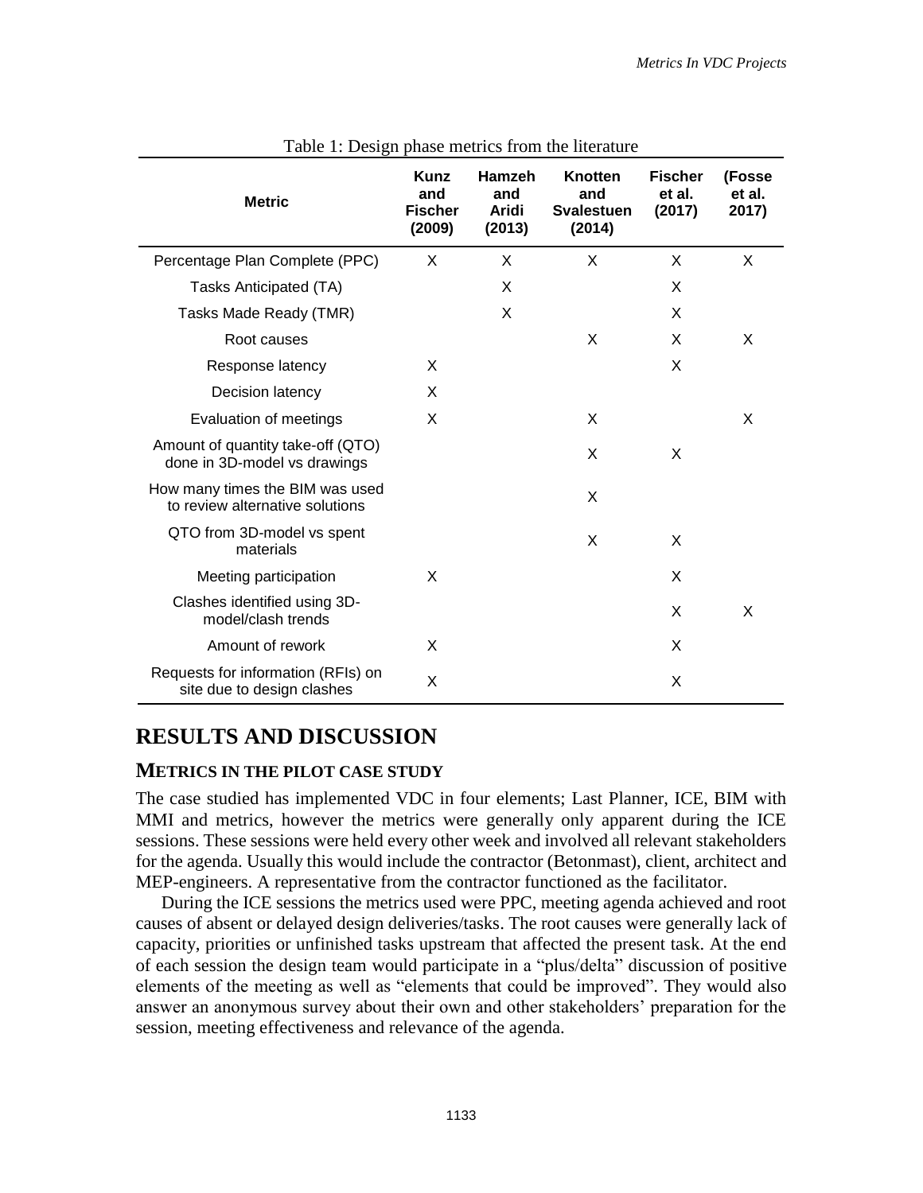Table 1: Design phase metrics from the literature

| Metric | Kunz and Fischer (2009) | Hamzeh and Aridi (2013) | Knotten and Svalestuen (2014) | Fischer et al. (2017) | (Fosse et al. 2017) |
|---|---|---|---|---|---|
| Percentage Plan Complete (PPC) | X | X | X | X | X |
| Tasks Anticipated (TA) | | X | | X | |
| Tasks Made Ready (TMR) | | X | | X | |
| Root causes | | | X | X | X |
| Response latency | X | | | X | |
| Decision latency | X | | | | |
| Evaluation of meetings | X | | X | | X |
| Amount of quantity take-off (QTO) done in 3D-model vs drawings | | | X | X | |
| How many times the BIM was used to review alternative solutions | | | X | | |
| QTO from 3D-model vs spent materials | | | X | X | |
| Meeting participation | X | | | X | |
| Clashes identified using 3D-model/clash trends | | | | X | X |
| Amount of rework | X | | | X | |
| Requests for information (RFIs) on site due to design clashes | X | | | X | |

# RESULTS AND DISCUSSION

## METRICS IN THE PILOT CASE STUDY

The case studied has implemented VDC in four elements; Last Planner, ICE, BIM with MMI and metrics, however the metrics were generally only apparent during the ICE sessions. These sessions were held every other week and involved all relevant stakeholders for the agenda. Usually this would include the contractor (Betonmast), client, architect and MEP-engineers. A representative from the contractor functioned as the facilitator.

During the ICE sessions the metrics used were PPC, meeting agenda achieved and root causes of absent or delayed design deliveries/tasks. The root causes were generally lack of capacity, priorities or unfinished tasks upstream that affected the present task. At the end of each session the design team would participate in a "plus/delta" discussion of positive elements of the meeting as well as "elements that could be improved". They would also answer an anonymous survey about their own and other stakeholders' preparation for the session, meeting effectiveness and relevance of the agenda.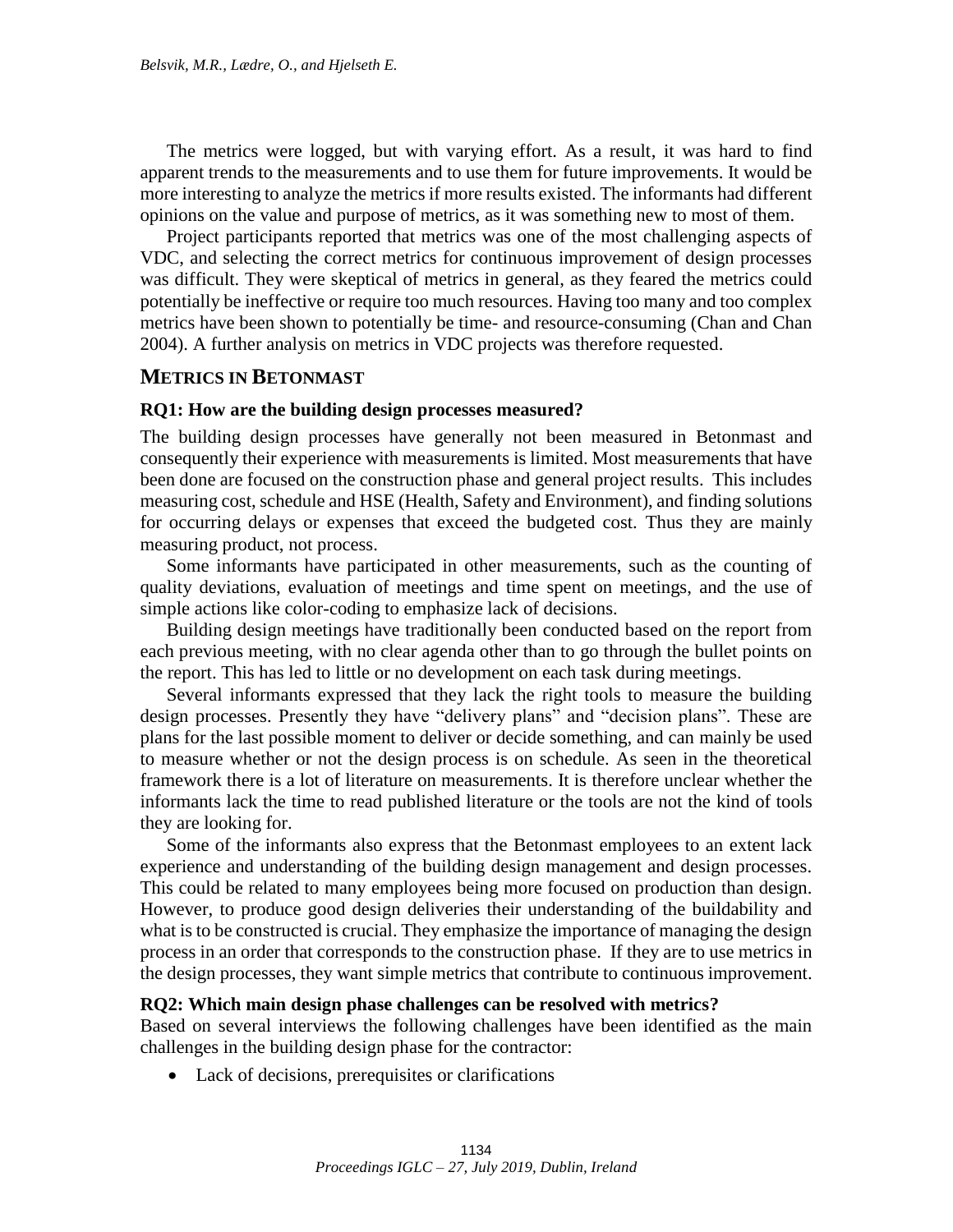The metrics were logged, but with varying effort. As a result, it was hard to find apparent trends to the measurements and to use them for future improvements. It would be more interesting to analyze the metrics if more results existed. The informants had different opinions on the value and purpose of metrics, as it was something new to most of them.

Project participants reported that metrics was one of the most challenging aspects of VDC, and selecting the correct metrics for continuous improvement of design processes was difficult. They were skeptical of metrics in general, as they feared the metrics could potentially be ineffective or require too much resources. Having too many and too complex metrics have been shown to potentially be time- and resource-consuming (Chan and Chan 2004). A further analysis on metrics in VDC projects was therefore requested.

## METRICS IN BETONMAST

### RQ1: How are the building design processes measured?

The building design processes have generally not been measured in Betonmast and consequently their experience with measurements is limited. Most measurements that have been done are focused on the construction phase and general project results. This includes measuring cost, schedule and HSE (Health, Safety and Environment), and finding solutions for occurring delays or expenses that exceed the budgeted cost. Thus they are mainly measuring product, not process.

Some informants have participated in other measurements, such as the counting of quality deviations, evaluation of meetings and time spent on meetings, and the use of simple actions like color-coding to emphasize lack of decisions.

Building design meetings have traditionally been conducted based on the report from each previous meeting, with no clear agenda other than to go through the bullet points on the report. This has led to little or no development on each task during meetings.

Several informants expressed that they lack the right tools to measure the building design processes. Presently they have "delivery plans" and "decision plans". These are plans for the last possible moment to deliver or decide something, and can mainly be used to measure whether or not the design process is on schedule. As seen in the theoretical framework there is a lot of literature on measurements. It is therefore unclear whether the informants lack the time to read published literature or the tools are not the kind of tools they are looking for.

Some of the informants also express that the Betonmast employees to an extent lack experience and understanding of the building design management and design processes. This could be related to many employees being more focused on production than design. However, to produce good design deliveries their understanding of the buildability and what is to be constructed is crucial. They emphasize the importance of managing the design process in an order that corresponds to the construction phase. If they are to use metrics in the design processes, they want simple metrics that contribute to continuous improvement.

### RQ2: Which main design phase challenges can be resolved with metrics?

Based on several interviews the following challenges have been identified as the main challenges in the building design phase for the contractor:

- Lack of decisions, prerequisites or clarifications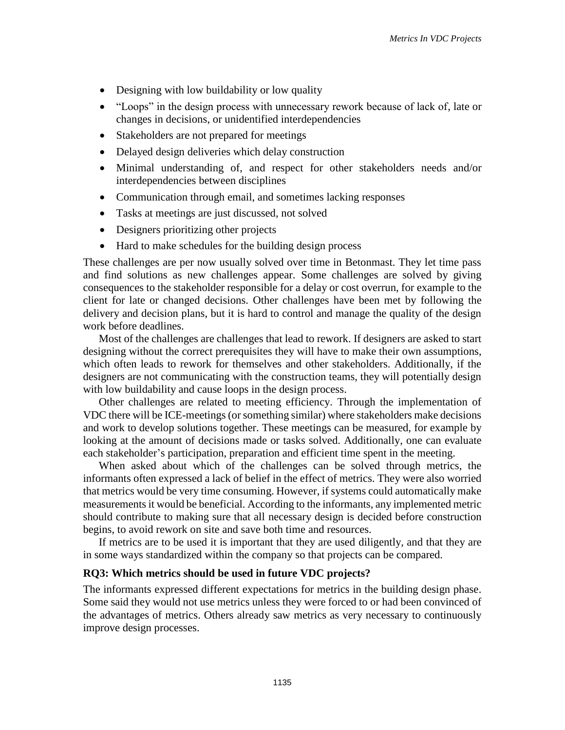- Designing with low buildability or low quality
- "Loops" in the design process with unnecessary rework because of lack of, late or changes in decisions, or unidentified interdependencies
- Stakeholders are not prepared for meetings
- Delayed design deliveries which delay construction
- Minimal understanding of, and respect for other stakeholders needs and/or interdependencies between disciplines
- Communication through email, and sometimes lacking responses
- Tasks at meetings are just discussed, not solved
- Designers prioritizing other projects
- Hard to make schedules for the building design process

These challenges are per now usually solved over time in Betonmast. They let time pass and find solutions as new challenges appear. Some challenges are solved by giving consequences to the stakeholder responsible for a delay or cost overrun, for example to the client for late or changed decisions. Other challenges have been met by following the delivery and decision plans, but it is hard to control and manage the quality of the design work before deadlines.

Most of the challenges are challenges that lead to rework. If designers are asked to start designing without the correct prerequisites they will have to make their own assumptions, which often leads to rework for themselves and other stakeholders. Additionally, if the designers are not communicating with the construction teams, they will potentially design with low buildability and cause loops in the design process.

Other challenges are related to meeting efficiency. Through the implementation of VDC there will be ICE-meetings (or something similar) where stakeholders make decisions and work to develop solutions together. These meetings can be measured, for example by looking at the amount of decisions made or tasks solved. Additionally, one can evaluate each stakeholder's participation, preparation and efficient time spent in the meeting.

When asked about which of the challenges can be solved through metrics, the informants often expressed a lack of belief in the effect of metrics. They were also worried that metrics would be very time consuming. However, if systems could automatically make measurements it would be beneficial. According to the informants, any implemented metric should contribute to making sure that all necessary design is decided before construction begins, to avoid rework on site and save both time and resources.

If metrics are to be used it is important that they are used diligently, and that they are in some ways standardized within the company so that projects can be compared.

### RQ3: Which metrics should be used in future VDC projects?

The informants expressed different expectations for metrics in the building design phase. Some said they would not use metrics unless they were forced to or had been convinced of the advantages of metrics. Others already saw metrics as very necessary to continuously improve design processes.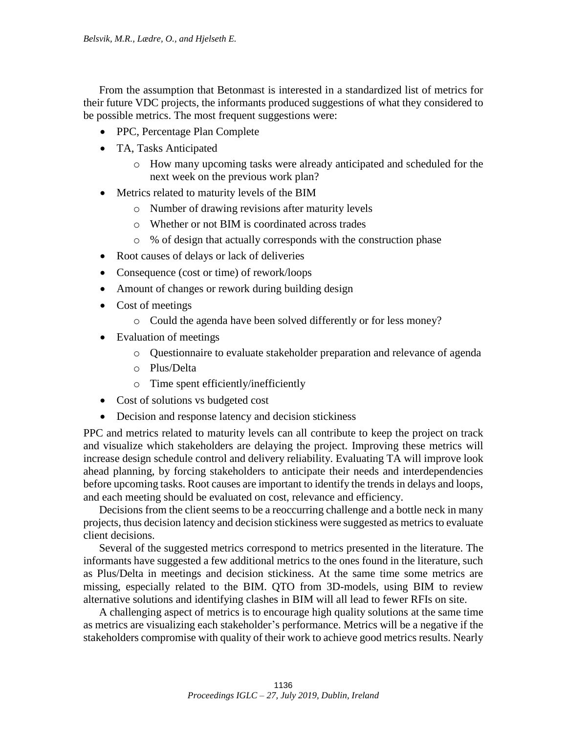From the assumption that Betonmast is interested in a standardized list of metrics for their future VDC projects, the informants produced suggestions of what they considered to be possible metrics. The most frequent suggestions were:

- PPC, Percentage Plan Complete
- TA, Tasks Anticipated
  - How many upcoming tasks were already anticipated and scheduled for the next week on the previous work plan?
- Metrics related to maturity levels of the BIM
  - Number of drawing revisions after maturity levels
  - Whether or not BIM is coordinated across trades
  - % of design that actually corresponds with the construction phase
- Root causes of delays or lack of deliveries
- Consequence (cost or time) of rework/loops
- Amount of changes or rework during building design
- Cost of meetings
  - Could the agenda have been solved differently or for less money?
- Evaluation of meetings
  - Questionnaire to evaluate stakeholder preparation and relevance of agenda
  - Plus/Delta
  - Time spent efficiently/inefficiently
- Cost of solutions vs budgeted cost
- Decision and response latency and decision stickiness

PPC and metrics related to maturity levels can all contribute to keep the project on track and visualize which stakeholders are delaying the project. Improving these metrics will increase design schedule control and delivery reliability. Evaluating TA will improve look ahead planning, by forcing stakeholders to anticipate their needs and interdependencies before upcoming tasks. Root causes are important to identify the trends in delays and loops, and each meeting should be evaluated on cost, relevance and efficiency.

Decisions from the client seems to be a reoccurring challenge and a bottle neck in many projects, thus decision latency and decision stickiness were suggested as metrics to evaluate client decisions.

Several of the suggested metrics correspond to metrics presented in the literature. The informants have suggested a few additional metrics to the ones found in the literature, such as Plus/Delta in meetings and decision stickiness. At the same time some metrics are missing, especially related to the BIM. QTO from 3D-models, using BIM to review alternative solutions and identifying clashes in BIM will all lead to fewer RFIs on site.

A challenging aspect of metrics is to encourage high quality solutions at the same time as metrics are visualizing each stakeholder's performance. Metrics will be a negative if the stakeholders compromise with quality of their work to achieve good metrics results. Nearly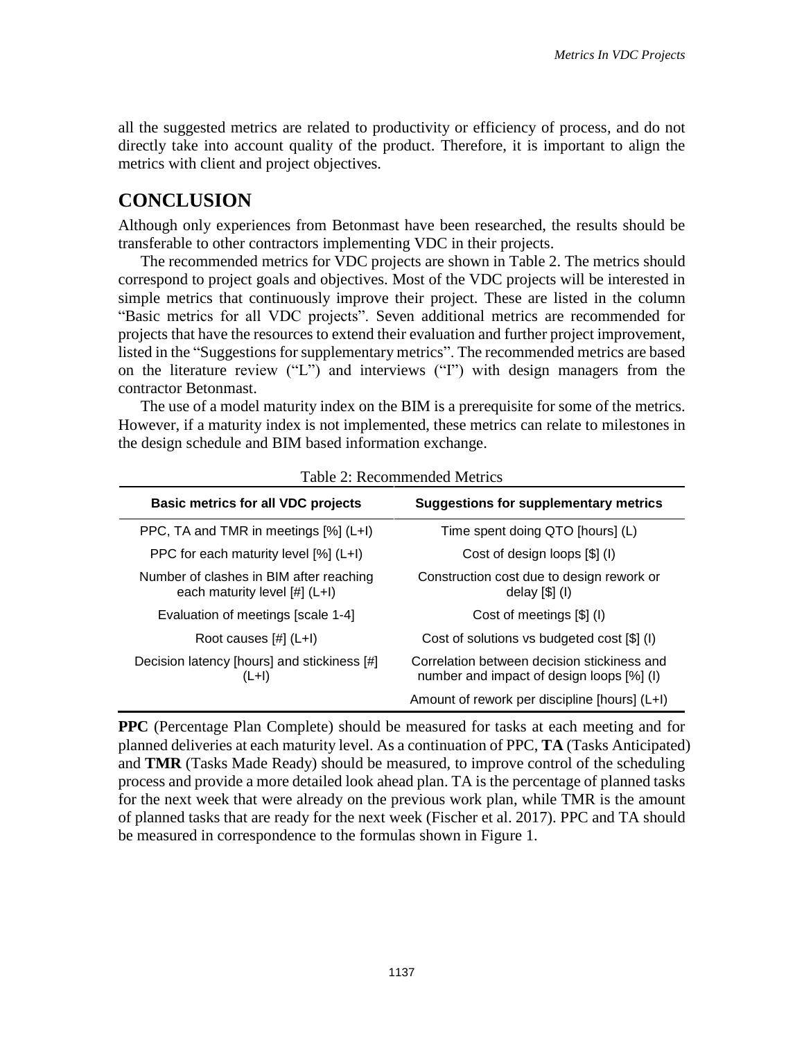all the suggested metrics are related to productivity or efficiency of process, and do not directly take into account quality of the product. Therefore, it is important to align the metrics with client and project objectives.

# CONCLUSION

Although only experiences from Betonmast have been researched, the results should be transferable to other contractors implementing VDC in their projects.

The recommended metrics for VDC projects are shown in Table 2. The metrics should correspond to project goals and objectives. Most of the VDC projects will be interested in simple metrics that continuously improve their project. These are listed in the column "Basic metrics for all VDC projects". Seven additional metrics are recommended for projects that have the resources to extend their evaluation and further project improvement, listed in the "Suggestions for supplementary metrics". The recommended metrics are based on the literature review ("L") and interviews ("I") with design managers from the contractor Betonmast.

The use of a model maturity index on the BIM is a prerequisite for some of the metrics. However, if a maturity index is not implemented, these metrics can relate to milestones in the design schedule and BIM based information exchange.

Table 2: Recommended Metrics

| Basic metrics for all VDC projects | Suggestions for supplementary metrics |
|---|---|
| PPC, TA and TMR in meetings [%] (L+I) | Time spent doing QTO [hours] (L) |
| PPC for each maturity level [%] (L+I) | Cost of design loops [$] (I) |
| Number of clashes in BIM after reaching each maturity level [#] (L+I) | Construction cost due to design rework or delay [$] (I) |
| Evaluation of meetings [scale 1-4] | Cost of meetings [$] (I) |
| Root causes [#] (L+I) | Cost of solutions vs budgeted cost [$] (I) |
| Decision latency [hours] and stickiness [#] (L+I) | Correlation between decision stickiness and number and impact of design loops [%] (I) |
| | Amount of rework per discipline [hours] (L+I) |

**PPC** (Percentage Plan Complete) should be measured for tasks at each meeting and for planned deliveries at each maturity level. As a continuation of PPC, **TA** (Tasks Anticipated) and **TMR** (Tasks Made Ready) should be measured, to improve control of the scheduling process and provide a more detailed look ahead plan. TA is the percentage of planned tasks for the next week that were already on the previous work plan, while TMR is the amount of planned tasks that are ready for the next week (Fischer et al. 2017). PPC and TA should be measured in correspondence to the formulas shown in Figure 1.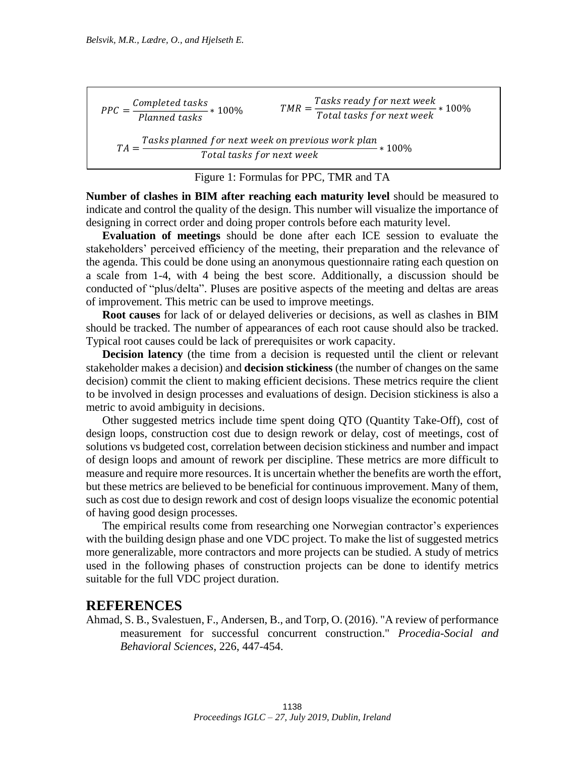$$PPC = \frac{Completed\ tasks}{Planned\ tasks} * 100\% \qquad TMR = \frac{Tasks\ ready\ for\ next\ week}{Total\ tasks\ for\ next\ week} * 100\%$$

$$TA = \frac{Tasks\ planned\ for\ next\ week\ on\ previous\ work\ plan}{Total\ tasks\ for\ next\ week} * 100\%$$

Figure 1: Formulas for PPC, TMR and TA

**Number of clashes in BIM after reaching each maturity level** should be measured to indicate and control the quality of the design. This number will visualize the importance of designing in correct order and doing proper controls before each maturity level.

**Evaluation of meetings** should be done after each ICE session to evaluate the stakeholders' perceived efficiency of the meeting, their preparation and the relevance of the agenda. This could be done using an anonymous questionnaire rating each question on a scale from 1-4, with 4 being the best score. Additionally, a discussion should be conducted of "plus/delta". Pluses are positive aspects of the meeting and deltas are areas of improvement. This metric can be used to improve meetings.

**Root causes** for lack of or delayed deliveries or decisions, as well as clashes in BIM should be tracked. The number of appearances of each root cause should also be tracked. Typical root causes could be lack of prerequisites or work capacity.

**Decision latency** (the time from a decision is requested until the client or relevant stakeholder makes a decision) and **decision stickiness** (the number of changes on the same decision) commit the client to making efficient decisions. These metrics require the client to be involved in design processes and evaluations of design. Decision stickiness is also a metric to avoid ambiguity in decisions.

Other suggested metrics include time spent doing QTO (Quantity Take-Off), cost of design loops, construction cost due to design rework or delay, cost of meetings, cost of solutions vs budgeted cost, correlation between decision stickiness and number and impact of design loops and amount of rework per discipline. These metrics are more difficult to measure and require more resources. It is uncertain whether the benefits are worth the effort, but these metrics are believed to be beneficial for continuous improvement. Many of them, such as cost due to design rework and cost of design loops visualize the economic potential of having good design processes.

The empirical results come from researching one Norwegian contractor's experiences with the building design phase and one VDC project. To make the list of suggested metrics more generalizable, more contractors and more projects can be studied. A study of metrics used in the following phases of construction projects can be done to identify metrics suitable for the full VDC project duration.

## REFERENCES

Ahmad, S. B., Svalestuen, F., Andersen, B., and Torp, O. (2016). "A review of performance measurement for successful concurrent construction." *Procedia-Social and Behavioral Sciences*, 226, 447-454.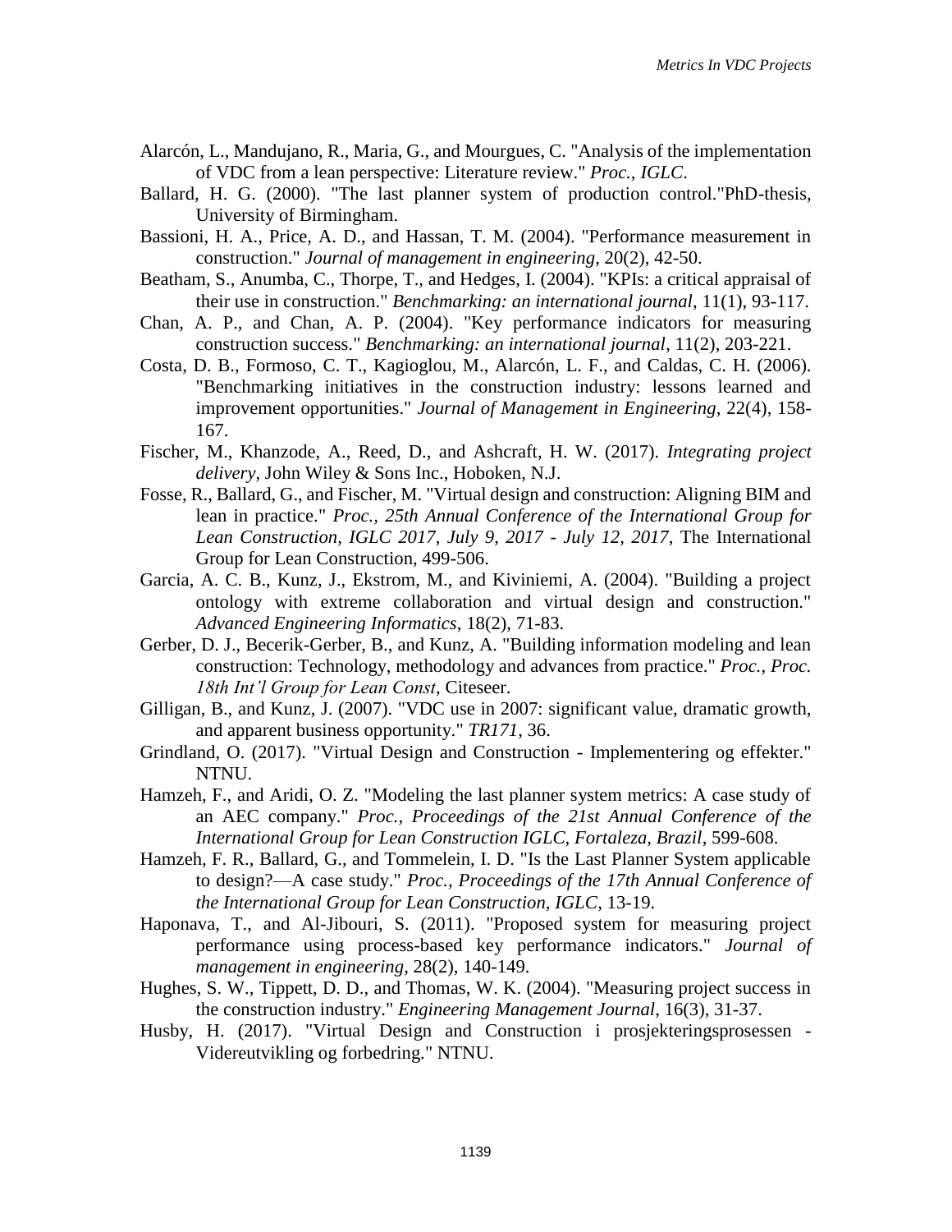Alarcón, L., Mandujano, R., Maria, G., and Mourgues, C. "Analysis of the implementation of VDC from a lean perspective: Literature review." *Proc., IGLC*.

Ballard, H. G. (2000). "The last planner system of production control."PhD-thesis, University of Birmingham.

Bassioni, H. A., Price, A. D., and Hassan, T. M. (2004). "Performance measurement in construction." *Journal of management in engineering*, 20(2), 42-50.

Beatham, S., Anumba, C., Thorpe, T., and Hedges, I. (2004). "KPIs: a critical appraisal of their use in construction." *Benchmarking: an international journal*, 11(1), 93-117.

Chan, A. P., and Chan, A. P. (2004). "Key performance indicators for measuring construction success." *Benchmarking: an international journal*, 11(2), 203-221.

Costa, D. B., Formoso, C. T., Kagioglou, M., Alarcón, L. F., and Caldas, C. H. (2006). "Benchmarking initiatives in the construction industry: lessons learned and improvement opportunities." *Journal of Management in Engineering*, 22(4), 158-167.

Fischer, M., Khanzode, A., Reed, D., and Ashcraft, H. W. (2017). *Integrating project delivery*, John Wiley & Sons Inc., Hoboken, N.J.

Fosse, R., Ballard, G., and Fischer, M. "Virtual design and construction: Aligning BIM and lean in practice." *Proc., 25th Annual Conference of the International Group for Lean Construction, IGLC 2017, July 9, 2017 - July 12, 2017*, The International Group for Lean Construction, 499-506.

Garcia, A. C. B., Kunz, J., Ekstrom, M., and Kiviniemi, A. (2004). "Building a project ontology with extreme collaboration and virtual design and construction." *Advanced Engineering Informatics*, 18(2), 71-83.

Gerber, D. J., Becerik-Gerber, B., and Kunz, A. "Building information modeling and lean construction: Technology, methodology and advances from practice." *Proc., Proc. 18th Int'l Group for Lean Const*, Citeseer.

Gilligan, B., and Kunz, J. (2007). "VDC use in 2007: significant value, dramatic growth, and apparent business opportunity." *TR171*, 36.

Grindland, O. (2017). "Virtual Design and Construction - Implementering og effekter." NTNU.

Hamzeh, F., and Aridi, O. Z. "Modeling the last planner system metrics: A case study of an AEC company." *Proc., Proceedings of the 21st Annual Conference of the International Group for Lean Construction IGLC, Fortaleza, Brazil*, 599-608.

Hamzeh, F. R., Ballard, G., and Tommelein, I. D. "Is the Last Planner System applicable to design?—A case study." *Proc., Proceedings of the 17th Annual Conference of the International Group for Lean Construction, IGLC*, 13-19.

Haponava, T., and Al-Jibouri, S. (2011). "Proposed system for measuring project performance using process-based key performance indicators." *Journal of management in engineering*, 28(2), 140-149.

Hughes, S. W., Tippett, D. D., and Thomas, W. K. (2004). "Measuring project success in the construction industry." *Engineering Management Journal*, 16(3), 31-37.

Husby, H. (2017). "Virtual Design and Construction i prosjekteringsprosessen - Videreutvikling og forbedring." NTNU.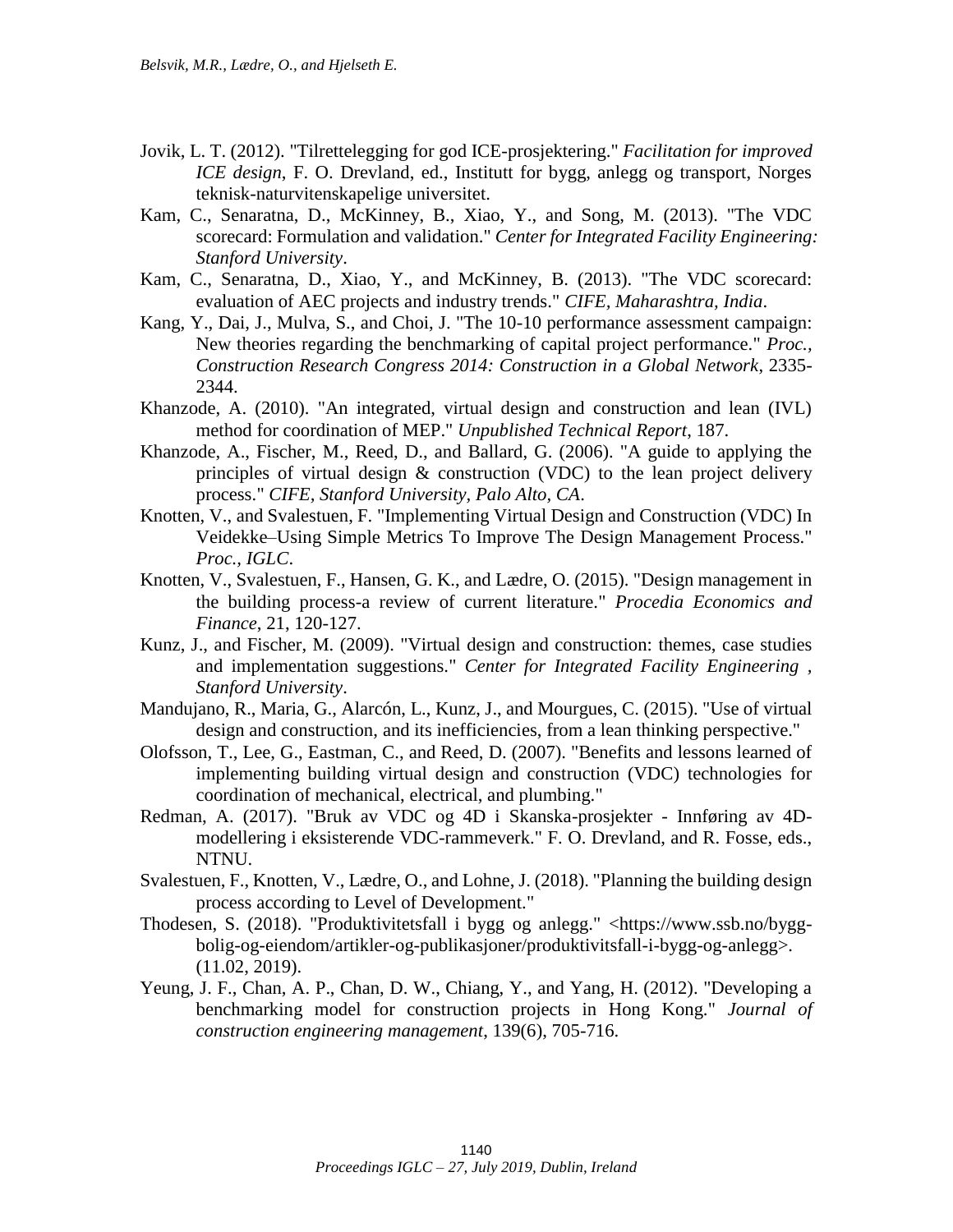Jovik, L. T. (2012). "Tilrettelegging for god ICE-prosjektering." *Facilitation for improved ICE design*, F. O. Drevland, ed., Institutt for bygg, anlegg og transport, Norges teknisk-naturvitenskapelige universitet.

Kam, C., Senaratna, D., McKinney, B., Xiao, Y., and Song, M. (2013). "The VDC scorecard: Formulation and validation." *Center for Integrated Facility Engineering: Stanford University*.

Kam, C., Senaratna, D., Xiao, Y., and McKinney, B. (2013). "The VDC scorecard: evaluation of AEC projects and industry trends." *CIFE, Maharashtra, India*.

Kang, Y., Dai, J., Mulva, S., and Choi, J. "The 10-10 performance assessment campaign: New theories regarding the benchmarking of capital project performance." *Proc., Construction Research Congress 2014: Construction in a Global Network*, 2335-2344.

Khanzode, A. (2010). "An integrated, virtual design and construction and lean (IVL) method for coordination of MEP." *Unpublished Technical Report*, 187.

Khanzode, A., Fischer, M., Reed, D., and Ballard, G. (2006). "A guide to applying the principles of virtual design & construction (VDC) to the lean project delivery process." *CIFE, Stanford University, Palo Alto, CA*.

Knotten, V., and Svalestuen, F. "Implementing Virtual Design and Construction (VDC) In Veidekke–Using Simple Metrics To Improve The Design Management Process." *Proc., IGLC*.

Knotten, V., Svalestuen, F., Hansen, G. K., and Lædre, O. (2015). "Design management in the building process-a review of current literature." *Procedia Economics and Finance*, 21, 120-127.

Kunz, J., and Fischer, M. (2009). "Virtual design and construction: themes, case studies and implementation suggestions." *Center for Integrated Facility Engineering , Stanford University*.

Mandujano, R., Maria, G., Alarcón, L., Kunz, J., and Mourgues, C. (2015). "Use of virtual design and construction, and its inefficiencies, from a lean thinking perspective."

Olofsson, T., Lee, G., Eastman, C., and Reed, D. (2007). "Benefits and lessons learned of implementing building virtual design and construction (VDC) technologies for coordination of mechanical, electrical, and plumbing."

Redman, A. (2017). "Bruk av VDC og 4D i Skanska-prosjekter - Innføring av 4D-modellering i eksisterende VDC-rammeverk." F. O. Drevland, and R. Fosse, eds., NTNU.

Svalestuen, F., Knotten, V., Lædre, O., and Lohne, J. (2018). "Planning the building design process according to Level of Development."

Thodesen, S. (2018). "Produktivitetsfall i bygg og anlegg." <https://www.ssb.no/bygg-bolig-og-eiendom/artikler-og-publikasjoner/produktivitsfall-i-bygg-og-anlegg>. (11.02, 2019).

Yeung, J. F., Chan, A. P., Chan, D. W., Chiang, Y., and Yang, H. (2012). "Developing a benchmarking model for construction projects in Hong Kong." *Journal of construction engineering management*, 139(6), 705-716.